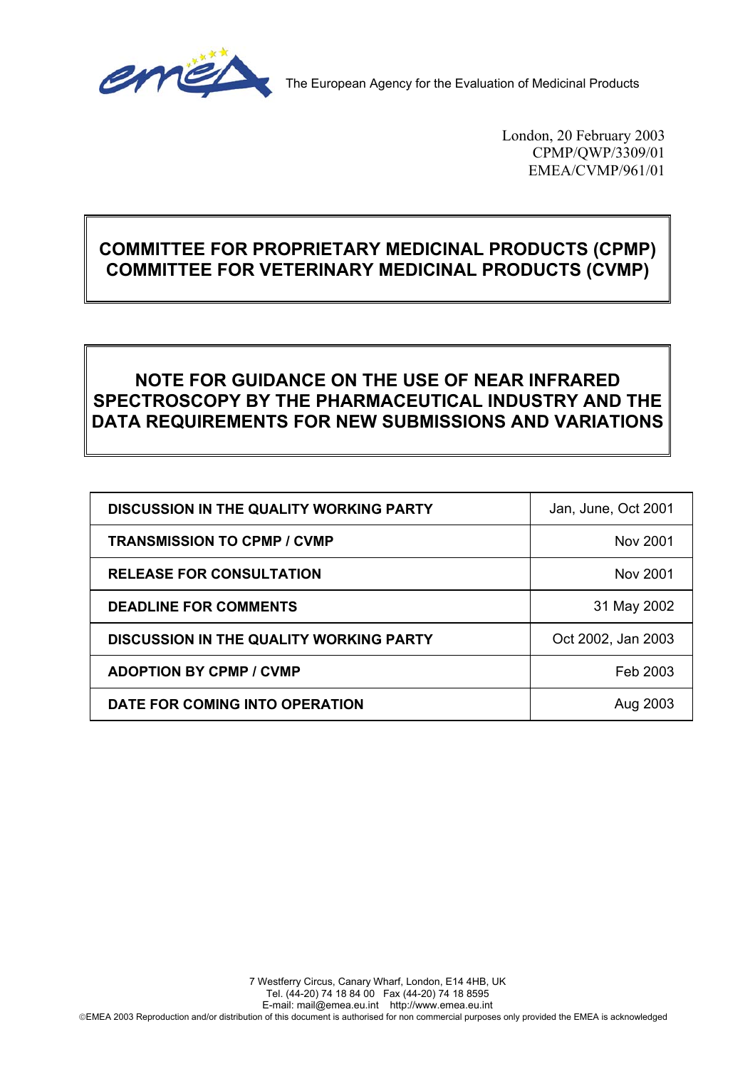The European Agency for the Evaluation of Medicinal Products

London, 20 February 2003
CPMP/QWP/3309/01
EMEA/CVMP/961/01

# COMMITTEE FOR PROPRIETARY MEDICINAL PRODUCTS (CPMP)
# COMMITTEE FOR VETERINARY MEDICINAL PRODUCTS (CVMP)

# NOTE FOR GUIDANCE ON THE USE OF NEAR INFRARED SPECTROSCOPY BY THE PHARMACEUTICAL INDUSTRY AND THE DATA REQUIREMENTS FOR NEW SUBMISSIONS AND VARIATIONS

| | |
|---|---|
| **DISCUSSION IN THE QUALITY WORKING PARTY** | Jan, June, Oct 2001 |
| **TRANSMISSION TO CPMP / CVMP** | Nov 2001 |
| **RELEASE FOR CONSULTATION** | Nov 2001 |
| **DEADLINE FOR COMMENTS** | 31 May 2002 |
| **DISCUSSION IN THE QUALITY WORKING PARTY** | Oct 2002, Jan 2003 |
| **ADOPTION BY CPMP / CVMP** | Feb 2003 |
| **DATE FOR COMING INTO OPERATION** | Aug 2003 |

7 Westferry Circus, Canary Wharf, London, E14 4HB, UK
Tel. (44-20) 74 18 84 00 Fax (44-20) 74 18 8595
E-mail: mail@emea.eu.int http://www.emea.eu.int
©EMEA 2003 Reproduction and/or distribution of this document is authorised for non commercial purposes only provided the EMEA is acknowledged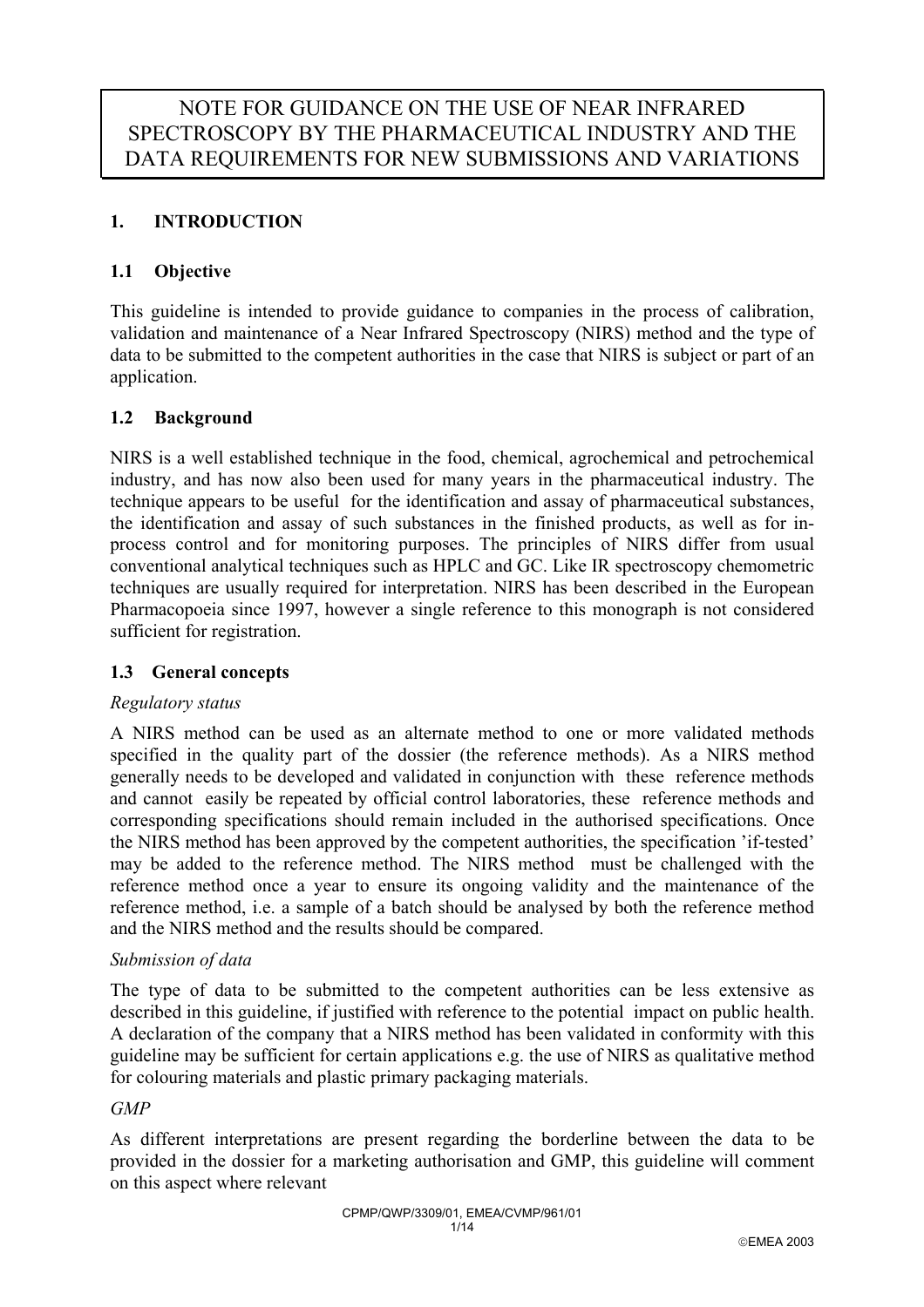# NOTE FOR GUIDANCE ON THE USE OF NEAR INFRARED SPECTROSCOPY BY THE PHARMACEUTICAL INDUSTRY AND THE DATA REQUIREMENTS FOR NEW SUBMISSIONS AND VARIATIONS

## 1. INTRODUCTION

### 1.1 Objective

This guideline is intended to provide guidance to companies in the process of calibration, validation and maintenance of a Near Infrared Spectroscopy (NIRS) method and the type of data to be submitted to the competent authorities in the case that NIRS is subject or part of an application.

### 1.2 Background

NIRS is a well established technique in the food, chemical, agrochemical and petrochemical industry, and has now also been used for many years in the pharmaceutical industry. The technique appears to be useful for the identification and assay of pharmaceutical substances, the identification and assay of such substances in the finished products, as well as for in-process control and for monitoring purposes. The principles of NIRS differ from usual conventional analytical techniques such as HPLC and GC. Like IR spectroscopy chemometric techniques are usually required for interpretation. NIRS has been described in the European Pharmacopoeia since 1997, however a single reference to this monograph is not considered sufficient for registration.

### 1.3 General concepts

*Regulatory status*

A NIRS method can be used as an alternate method to one or more validated methods specified in the quality part of the dossier (the reference methods). As a NIRS method generally needs to be developed and validated in conjunction with these reference methods and cannot easily be repeated by official control laboratories, these reference methods and corresponding specifications should remain included in the authorised specifications. Once the NIRS method has been approved by the competent authorities, the specification 'if-tested' may be added to the reference method. The NIRS method must be challenged with the reference method once a year to ensure its ongoing validity and the maintenance of the reference method, i.e. a sample of a batch should be analysed by both the reference method and the NIRS method and the results should be compared.

*Submission of data*

The type of data to be submitted to the competent authorities can be less extensive as described in this guideline, if justified with reference to the potential impact on public health. A declaration of the company that a NIRS method has been validated in conformity with this guideline may be sufficient for certain applications e.g. the use of NIRS as qualitative method for colouring materials and plastic primary packaging materials.

*GMP*

As different interpretations are present regarding the borderline between the data to be provided in the dossier for a marketing authorisation and GMP, this guideline will comment on this aspect where relevant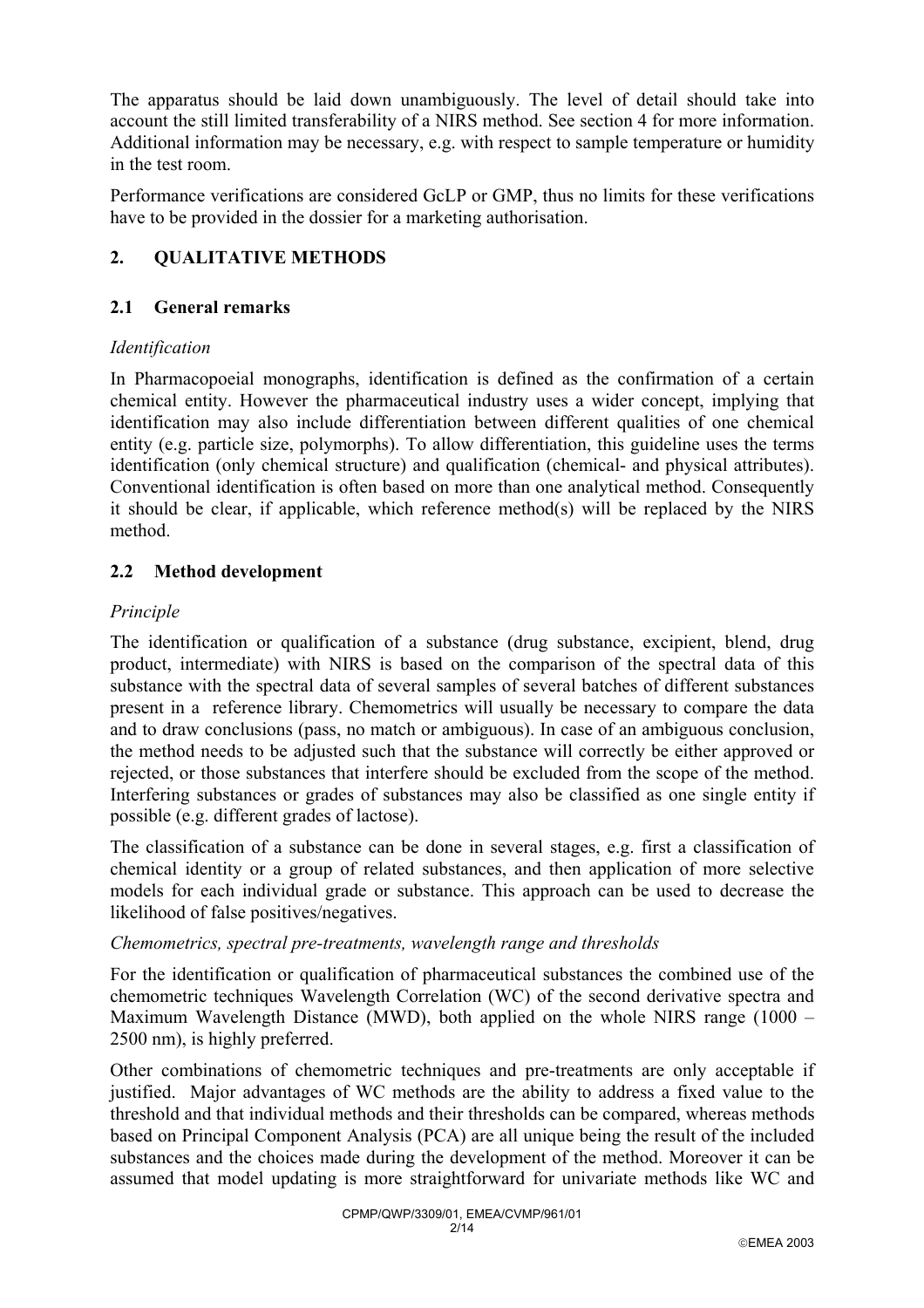The apparatus should be laid down unambiguously. The level of detail should take into account the still limited transferability of a NIRS method. See section 4 for more information. Additional information may be necessary, e.g. with respect to sample temperature or humidity in the test room.

Performance verifications are considered GcLP or GMP, thus no limits for these verifications have to be provided in the dossier for a marketing authorisation.

## 2. QUALITATIVE METHODS

### 2.1 General remarks

*Identification*

In Pharmacopoeial monographs, identification is defined as the confirmation of a certain chemical entity. However the pharmaceutical industry uses a wider concept, implying that identification may also include differentiation between different qualities of one chemical entity (e.g. particle size, polymorphs). To allow differentiation, this guideline uses the terms identification (only chemical structure) and qualification (chemical- and physical attributes). Conventional identification is often based on more than one analytical method. Consequently it should be clear, if applicable, which reference method(s) will be replaced by the NIRS method.

### 2.2 Method development

*Principle*

The identification or qualification of a substance (drug substance, excipient, blend, drug product, intermediate) with NIRS is based on the comparison of the spectral data of this substance with the spectral data of several samples of several batches of different substances present in a reference library. Chemometrics will usually be necessary to compare the data and to draw conclusions (pass, no match or ambiguous). In case of an ambiguous conclusion, the method needs to be adjusted such that the substance will correctly be either approved or rejected, or those substances that interfere should be excluded from the scope of the method. Interfering substances or grades of substances may also be classified as one single entity if possible (e.g. different grades of lactose).

The classification of a substance can be done in several stages, e.g. first a classification of chemical identity or a group of related substances, and then application of more selective models for each individual grade or substance. This approach can be used to decrease the likelihood of false positives/negatives.

*Chemometrics, spectral pre-treatments, wavelength range and thresholds*

For the identification or qualification of pharmaceutical substances the combined use of the chemometric techniques Wavelength Correlation (WC) of the second derivative spectra and Maximum Wavelength Distance (MWD), both applied on the whole NIRS range (1000 – 2500 nm), is highly preferred.

Other combinations of chemometric techniques and pre-treatments are only acceptable if justified. Major advantages of WC methods are the ability to address a fixed value to the threshold and that individual methods and their thresholds can be compared, whereas methods based on Principal Component Analysis (PCA) are all unique being the result of the included substances and the choices made during the development of the method. Moreover it can be assumed that model updating is more straightforward for univariate methods like WC and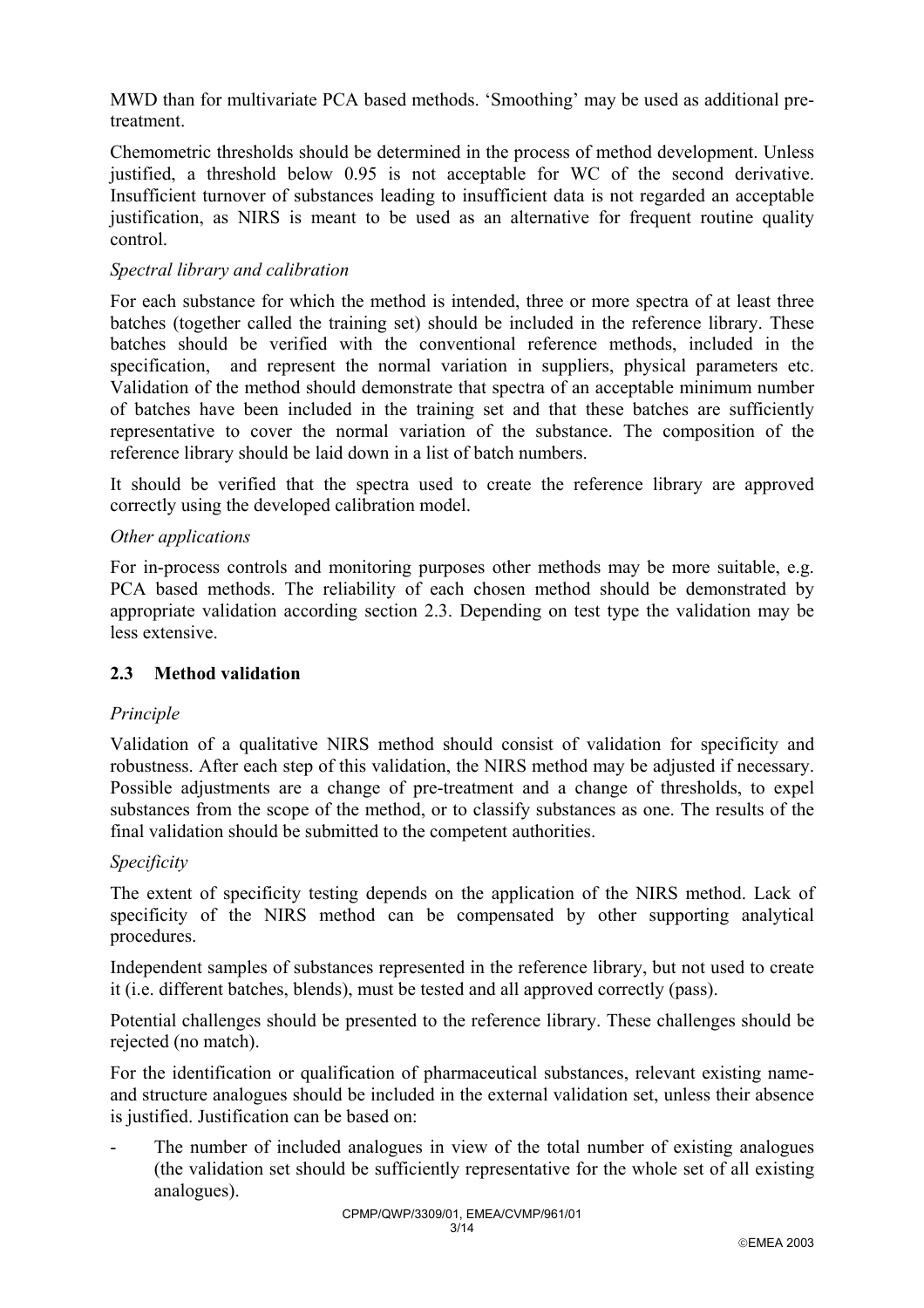MWD than for multivariate PCA based methods. 'Smoothing' may be used as additional pre-treatment.

Chemometric thresholds should be determined in the process of method development. Unless justified, a threshold below 0.95 is not acceptable for WC of the second derivative. Insufficient turnover of substances leading to insufficient data is not regarded an acceptable justification, as NIRS is meant to be used as an alternative for frequent routine quality control.

*Spectral library and calibration*

For each substance for which the method is intended, three or more spectra of at least three batches (together called the training set) should be included in the reference library. These batches should be verified with the conventional reference methods, included in the specification, and represent the normal variation in suppliers, physical parameters etc. Validation of the method should demonstrate that spectra of an acceptable minimum number of batches have been included in the training set and that these batches are sufficiently representative to cover the normal variation of the substance. The composition of the reference library should be laid down in a list of batch numbers.

It should be verified that the spectra used to create the reference library are approved correctly using the developed calibration model.

*Other applications*

For in-process controls and monitoring purposes other methods may be more suitable, e.g. PCA based methods. The reliability of each chosen method should be demonstrated by appropriate validation according section 2.3. Depending on test type the validation may be less extensive.

### 2.3 Method validation

*Principle*

Validation of a qualitative NIRS method should consist of validation for specificity and robustness. After each step of this validation, the NIRS method may be adjusted if necessary. Possible adjustments are a change of pre-treatment and a change of thresholds, to expel substances from the scope of the method, or to classify substances as one. The results of the final validation should be submitted to the competent authorities.

*Specificity*

The extent of specificity testing depends on the application of the NIRS method. Lack of specificity of the NIRS method can be compensated by other supporting analytical procedures.

Independent samples of substances represented in the reference library, but not used to create it (i.e. different batches, blends), must be tested and all approved correctly (pass).

Potential challenges should be presented to the reference library. These challenges should be rejected (no match).

For the identification or qualification of pharmaceutical substances, relevant existing name- and structure analogues should be included in the external validation set, unless their absence is justified. Justification can be based on:

- The number of included analogues in view of the total number of existing analogues (the validation set should be sufficiently representative for the whole set of all existing analogues).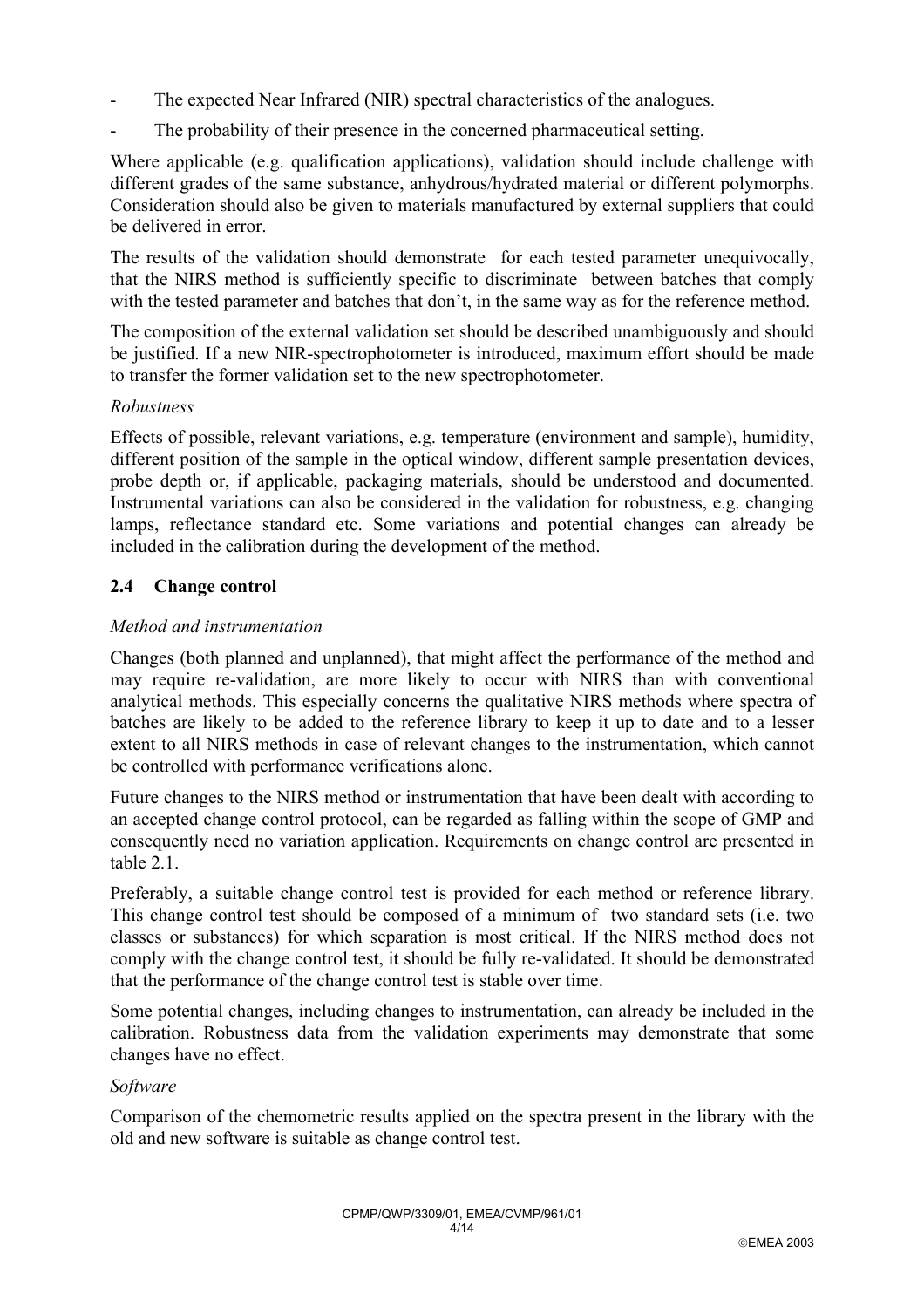- The expected Near Infrared (NIR) spectral characteristics of the analogues.
- The probability of their presence in the concerned pharmaceutical setting.

Where applicable (e.g. qualification applications), validation should include challenge with different grades of the same substance, anhydrous/hydrated material or different polymorphs. Consideration should also be given to materials manufactured by external suppliers that could be delivered in error.

The results of the validation should demonstrate for each tested parameter unequivocally, that the NIRS method is sufficiently specific to discriminate between batches that comply with the tested parameter and batches that don't, in the same way as for the reference method.

The composition of the external validation set should be described unambiguously and should be justified. If a new NIR-spectrophotometer is introduced, maximum effort should be made to transfer the former validation set to the new spectrophotometer.

*Robustness*

Effects of possible, relevant variations, e.g. temperature (environment and sample), humidity, different position of the sample in the optical window, different sample presentation devices, probe depth or, if applicable, packaging materials, should be understood and documented. Instrumental variations can also be considered in the validation for robustness, e.g. changing lamps, reflectance standard etc. Some variations and potential changes can already be included in the calibration during the development of the method.

## 2.4 Change control

*Method and instrumentation*

Changes (both planned and unplanned), that might affect the performance of the method and may require re-validation, are more likely to occur with NIRS than with conventional analytical methods. This especially concerns the qualitative NIRS methods where spectra of batches are likely to be added to the reference library to keep it up to date and to a lesser extent to all NIRS methods in case of relevant changes to the instrumentation, which cannot be controlled with performance verifications alone.

Future changes to the NIRS method or instrumentation that have been dealt with according to an accepted change control protocol, can be regarded as falling within the scope of GMP and consequently need no variation application. Requirements on change control are presented in table 2.1.

Preferably, a suitable change control test is provided for each method or reference library. This change control test should be composed of a minimum of two standard sets (i.e. two classes or substances) for which separation is most critical. If the NIRS method does not comply with the change control test, it should be fully re-validated. It should be demonstrated that the performance of the change control test is stable over time.

Some potential changes, including changes to instrumentation, can already be included in the calibration. Robustness data from the validation experiments may demonstrate that some changes have no effect.

*Software*

Comparison of the chemometric results applied on the spectra present in the library with the old and new software is suitable as change control test.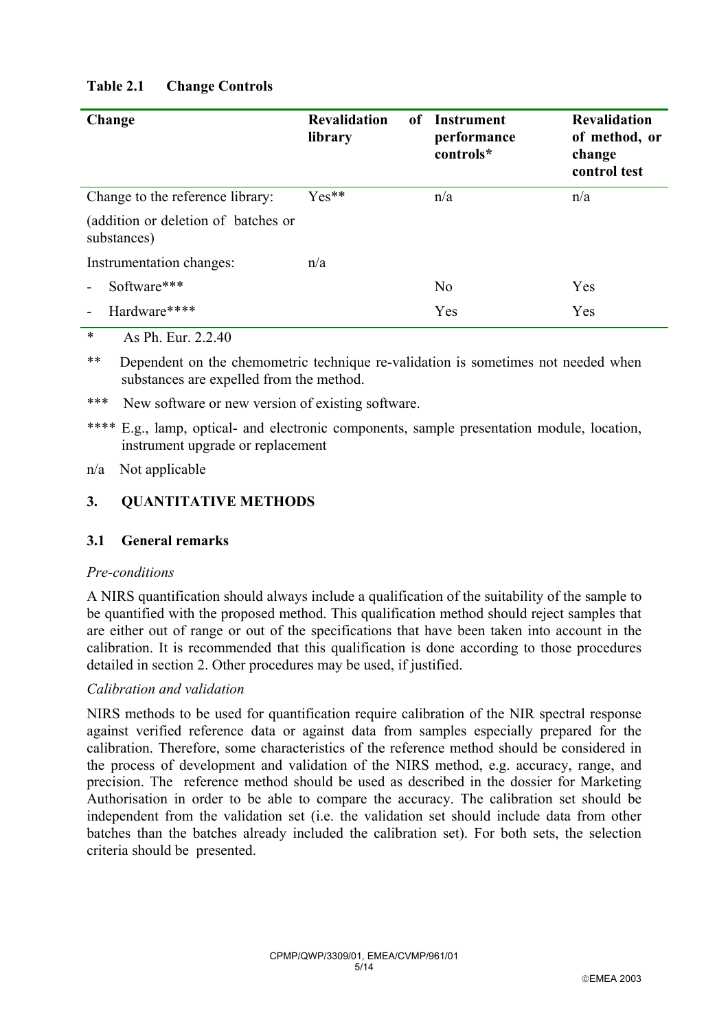**Table 2.1 Change Controls**

| Change | Revalidation of library | Instrument performance controls* | Revalidation of method, or change control test |
|---|---|---|---|
| Change to the reference library: (addition or deletion of batches or substances) | Yes** | n/a | n/a |
| Instrumentation changes: | n/a | | |
| - Software*** | | No | Yes |
| - Hardware**** | | Yes | Yes |

\* As Ph. Eur. 2.2.40

** Dependent on the chemometric technique re-validation is sometimes not needed when substances are expelled from the method.

*** New software or new version of existing software.

**** E.g., lamp, optical- and electronic components, sample presentation module, location, instrument upgrade or replacement

n/a Not applicable

## 3. QUANTITATIVE METHODS

### 3.1 General remarks

*Pre-conditions*

A NIRS quantification should always include a qualification of the suitability of the sample to be quantified with the proposed method. This qualification method should reject samples that are either out of range or out of the specifications that have been taken into account in the calibration. It is recommended that this qualification is done according to those procedures detailed in section 2. Other procedures may be used, if justified.

*Calibration and validation*

NIRS methods to be used for quantification require calibration of the NIR spectral response against verified reference data or against data from samples especially prepared for the calibration. Therefore, some characteristics of the reference method should be considered in the process of development and validation of the NIRS method, e.g. accuracy, range, and precision. The reference method should be used as described in the dossier for Marketing Authorisation in order to be able to compare the accuracy. The calibration set should be independent from the validation set (i.e. the validation set should include data from other batches than the batches already included the calibration set). For both sets, the selection criteria should be presented.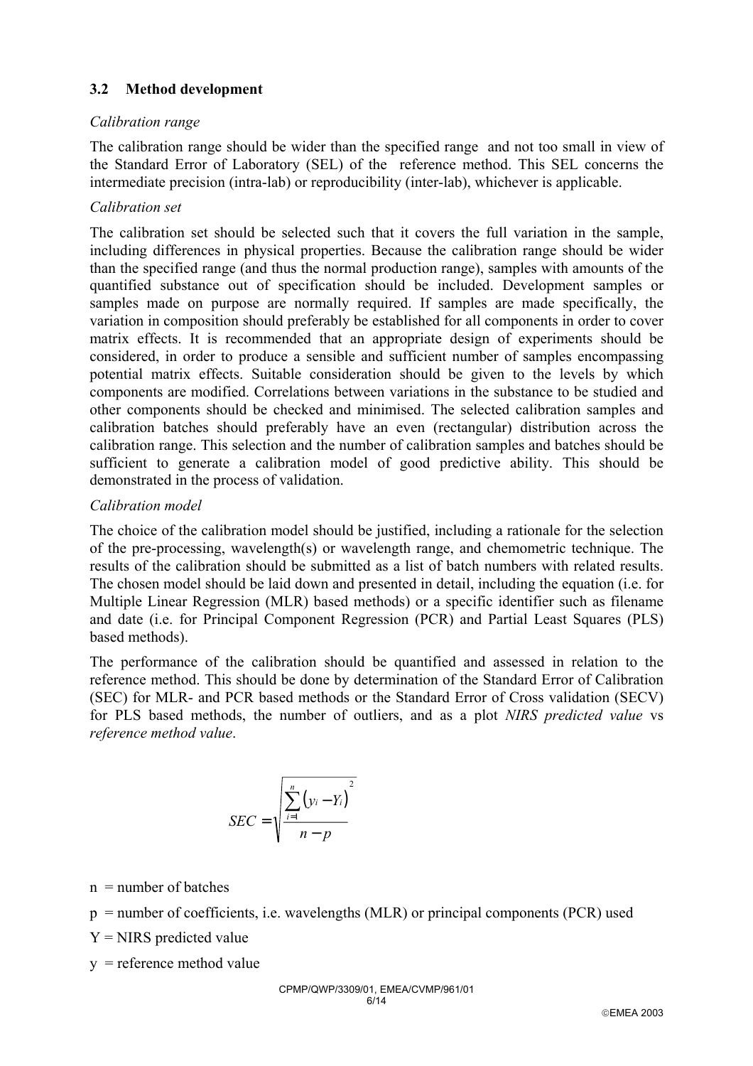## 3.2 Method development

*Calibration range*

The calibration range should be wider than the specified range and not too small in view of the Standard Error of Laboratory (SEL) of the reference method. This SEL concerns the intermediate precision (intra-lab) or reproducibility (inter-lab), whichever is applicable.

*Calibration set*

The calibration set should be selected such that it covers the full variation in the sample, including differences in physical properties. Because the calibration range should be wider than the specified range (and thus the normal production range), samples with amounts of the quantified substance out of specification should be included. Development samples or samples made on purpose are normally required. If samples are made specifically, the variation in composition should preferably be established for all components in order to cover matrix effects. It is recommended that an appropriate design of experiments should be considered, in order to produce a sensible and sufficient number of samples encompassing potential matrix effects. Suitable consideration should be given to the levels by which components are modified. Correlations between variations in the substance to be studied and other components should be checked and minimised. The selected calibration samples and calibration batches should preferably have an even (rectangular) distribution across the calibration range. This selection and the number of calibration samples and batches should be sufficient to generate a calibration model of good predictive ability. This should be demonstrated in the process of validation.

*Calibration model*

The choice of the calibration model should be justified, including a rationale for the selection of the pre-processing, wavelength(s) or wavelength range, and chemometric technique. The results of the calibration should be submitted as a list of batch numbers with related results. The chosen model should be laid down and presented in detail, including the equation (i.e. for Multiple Linear Regression (MLR) based methods) or a specific identifier such as filename and date (i.e. for Principal Component Regression (PCR) and Partial Least Squares (PLS) based methods).

The performance of the calibration should be quantified and assessed in relation to the reference method. This should be done by determination of the Standard Error of Calibration (SEC) for MLR- and PCR based methods or the Standard Error of Cross validation (SECV) for PLS based methods, the number of outliers, and as a plot *NIRS predicted value* vs *reference method value*.

$$SEC = \sqrt{\frac{\sum_{i=1}^{n}\left(y_i - Y_i\right)^2}{n-p}}$$

n = number of batches

p = number of coefficients, i.e. wavelengths (MLR) or principal components (PCR) used

Y = NIRS predicted value

y = reference method value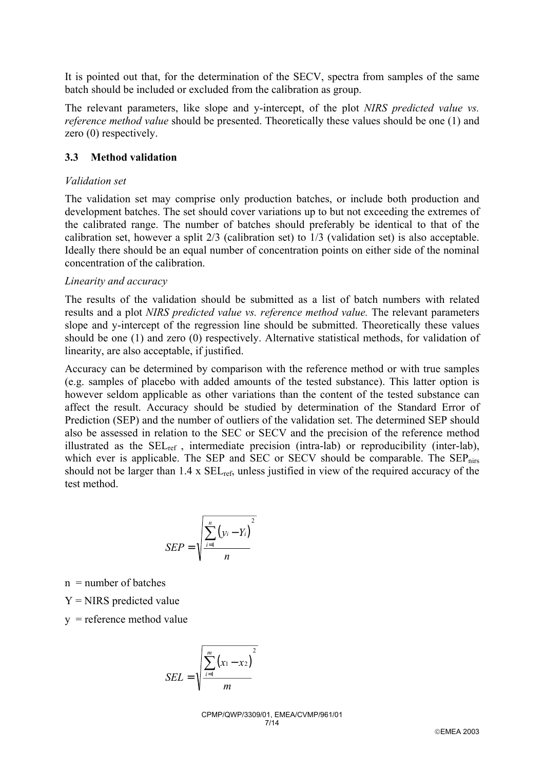It is pointed out that, for the determination of the SECV, spectra from samples of the same batch should be included or excluded from the calibration as group.

The relevant parameters, like slope and y-intercept, of the plot *NIRS predicted value vs. reference method value* should be presented. Theoretically these values should be one (1) and zero (0) respectively.

### 3.3 Method validation

*Validation set*

The validation set may comprise only production batches, or include both production and development batches. The set should cover variations up to but not exceeding the extremes of the calibrated range. The number of batches should preferably be identical to that of the calibration set, however a split 2/3 (calibration set) to 1/3 (validation set) is also acceptable. Ideally there should be an equal number of concentration points on either side of the nominal concentration of the calibration.

*Linearity and accuracy*

The results of the validation should be submitted as a list of batch numbers with related results and a plot *NIRS predicted value vs. reference method value.* The relevant parameters slope and y-intercept of the regression line should be submitted. Theoretically these values should be one (1) and zero (0) respectively. Alternative statistical methods, for validation of linearity, are also acceptable, if justified.

Accuracy can be determined by comparison with the reference method or with true samples (e.g. samples of placebo with added amounts of the tested substance). This latter option is however seldom applicable as other variations than the content of the tested substance can affect the result. Accuracy should be studied by determination of the Standard Error of Prediction (SEP) and the number of outliers of the validation set. The determined SEP should also be assessed in relation to the SEC or SECV and the precision of the reference method illustrated as the $SEL_{ref}$ , intermediate precision (intra-lab) or reproducibility (inter-lab), which ever is applicable. The SEP and SEC or SECV should be comparable. The $SEP_{nirs}$ should not be larger than 1.4 x $SEL_{ref}$, unless justified in view of the required accuracy of the test method.

$$SEP = \sqrt{\frac{\sum_{i=1}^{n} (y_i - Y_i)^2}{n}}$$

n = number of batches

Y = NIRS predicted value

y = reference method value

$$SEL = \sqrt{\frac{\sum_{i=1}^{m} (x_1 - x_2)^2}{m}}$$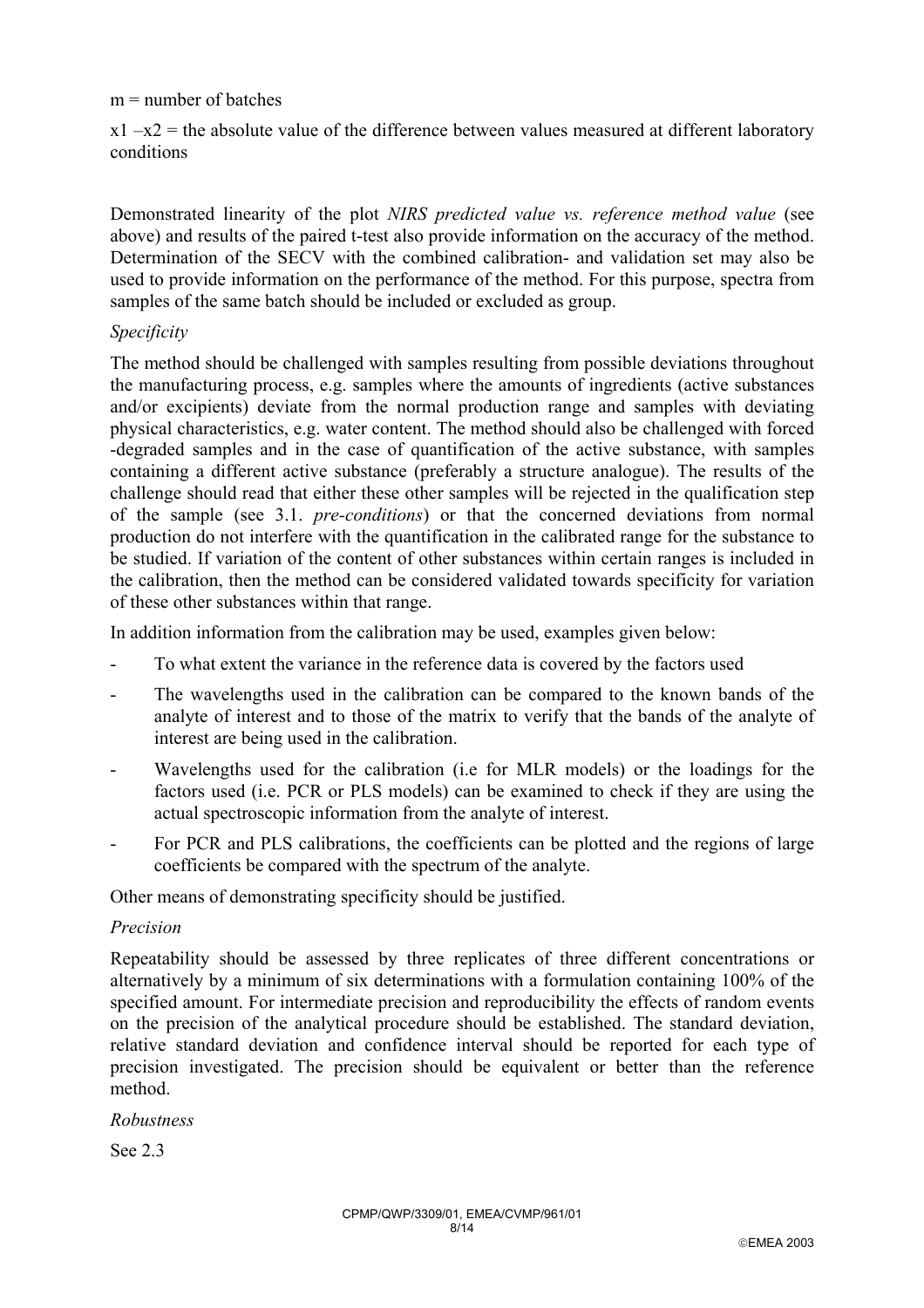m = number of batches

x1 –x2 = the absolute value of the difference between values measured at different laboratory conditions

Demonstrated linearity of the plot *NIRS predicted value vs. reference method value* (see above) and results of the paired t-test also provide information on the accuracy of the method. Determination of the SECV with the combined calibration- and validation set may also be used to provide information on the performance of the method. For this purpose, spectra from samples of the same batch should be included or excluded as group.

*Specificity*

The method should be challenged with samples resulting from possible deviations throughout the manufacturing process, e.g. samples where the amounts of ingredients (active substances and/or excipients) deviate from the normal production range and samples with deviating physical characteristics, e.g. water content. The method should also be challenged with forced -degraded samples and in the case of quantification of the active substance, with samples containing a different active substance (preferably a structure analogue). The results of the challenge should read that either these other samples will be rejected in the qualification step of the sample (see 3.1. *pre-conditions*) or that the concerned deviations from normal production do not interfere with the quantification in the calibrated range for the substance to be studied. If variation of the content of other substances within certain ranges is included in the calibration, then the method can be considered validated towards specificity for variation of these other substances within that range.

In addition information from the calibration may be used, examples given below:

- To what extent the variance in the reference data is covered by the factors used
- The wavelengths used in the calibration can be compared to the known bands of the analyte of interest and to those of the matrix to verify that the bands of the analyte of interest are being used in the calibration.
- Wavelengths used for the calibration (i.e for MLR models) or the loadings for the factors used (i.e. PCR or PLS models) can be examined to check if they are using the actual spectroscopic information from the analyte of interest.
- For PCR and PLS calibrations, the coefficients can be plotted and the regions of large coefficients be compared with the spectrum of the analyte.

Other means of demonstrating specificity should be justified.

*Precision*

Repeatability should be assessed by three replicates of three different concentrations or alternatively by a minimum of six determinations with a formulation containing 100% of the specified amount. For intermediate precision and reproducibility the effects of random events on the precision of the analytical procedure should be established. The standard deviation, relative standard deviation and confidence interval should be reported for each type of precision investigated. The precision should be equivalent or better than the reference method.

*Robustness*

See 2.3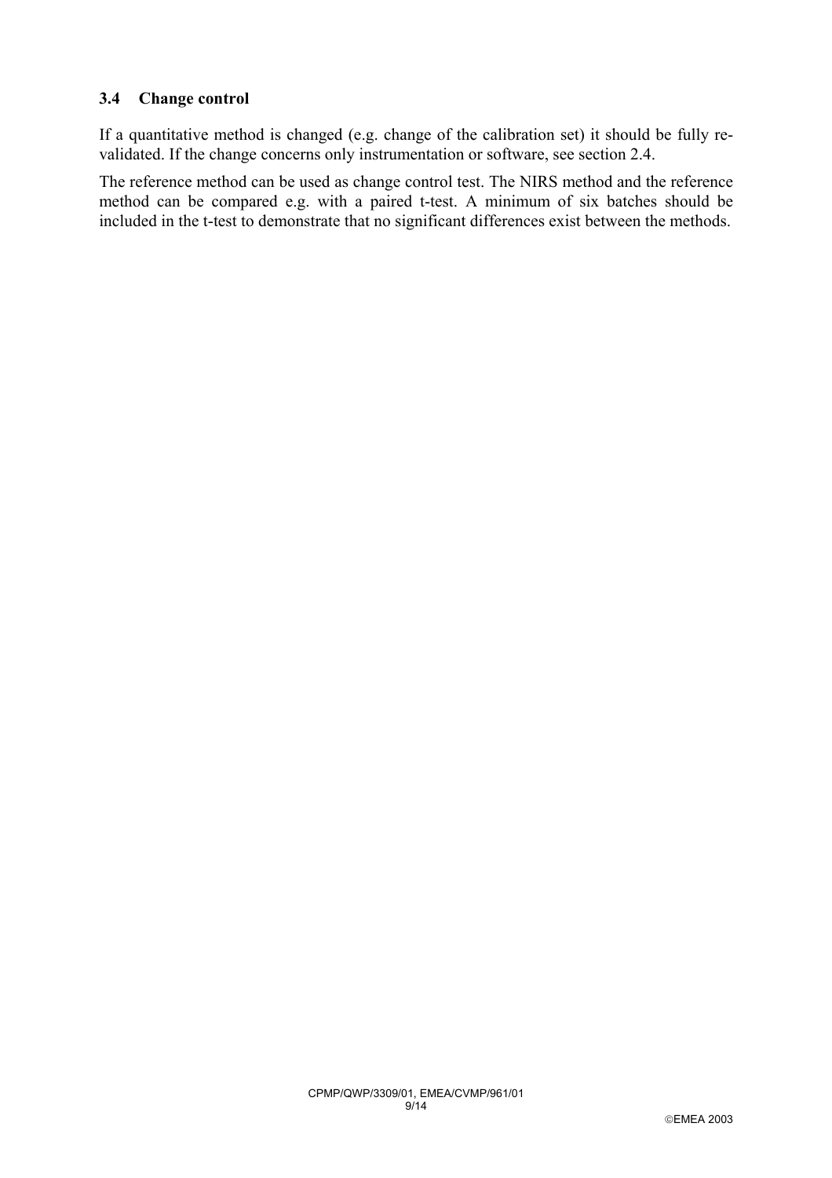### 3.4 Change control

If a quantitative method is changed (e.g. change of the calibration set) it should be fully re-validated. If the change concerns only instrumentation or software, see section 2.4.

The reference method can be used as change control test. The NIRS method and the reference method can be compared e.g. with a paired t-test. A minimum of six batches should be included in the t-test to demonstrate that no significant differences exist between the methods.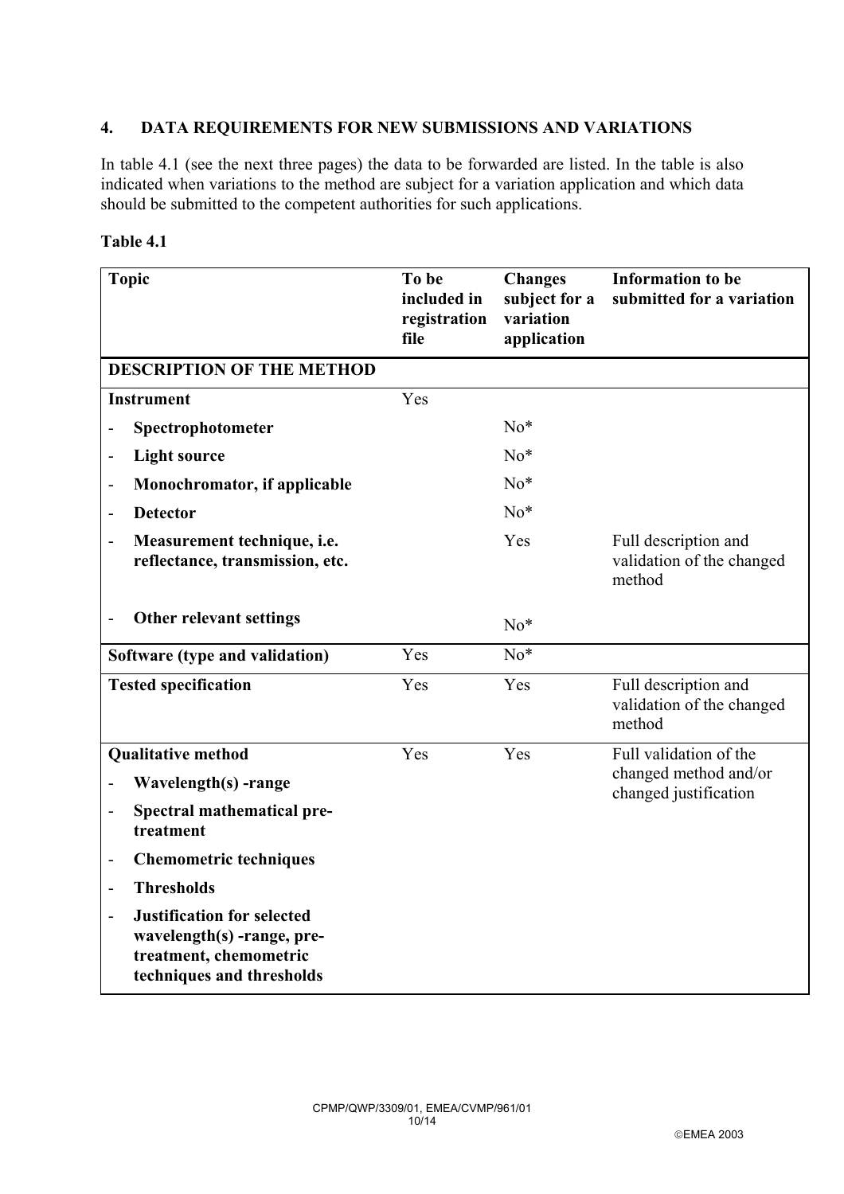## 4. DATA REQUIREMENTS FOR NEW SUBMISSIONS AND VARIATIONS

In table 4.1 (see the next three pages) the data to be forwarded are listed. In the table is also indicated when variations to the method are subject for a variation application and which data should be submitted to the competent authorities for such applications.

**Table 4.1**

| Topic | To be included in registration file | Changes subject for a variation application | Information to be submitted for a variation |
|---|---|---|---|
| **DESCRIPTION OF THE METHOD** | | | |
| **Instrument** | Yes | | |
| - **Spectrophotometer** | | No* | |
| - **Light source** | | No* | |
| - **Monochromator, if applicable** | | No* | |
| - **Detector** | | No* | |
| - **Measurement technique, i.e. reflectance, transmission, etc.** | | Yes | Full description and validation of the changed method |
| - **Other relevant settings** | | No* | |
| **Software (type and validation)** | Yes | No* | |
| **Tested specification** | Yes | Yes | Full description and validation of the changed method |
| **Qualitative method**<br>- **Wavelength(s) -range**<br>- **Spectral mathematical pre-treatment**<br>- **Chemometric techniques**<br>- **Thresholds**<br>- **Justification for selected wavelength(s) -range, pre-treatment, chemometric techniques and thresholds** | Yes | Yes | Full validation of the changed method and/or changed justification |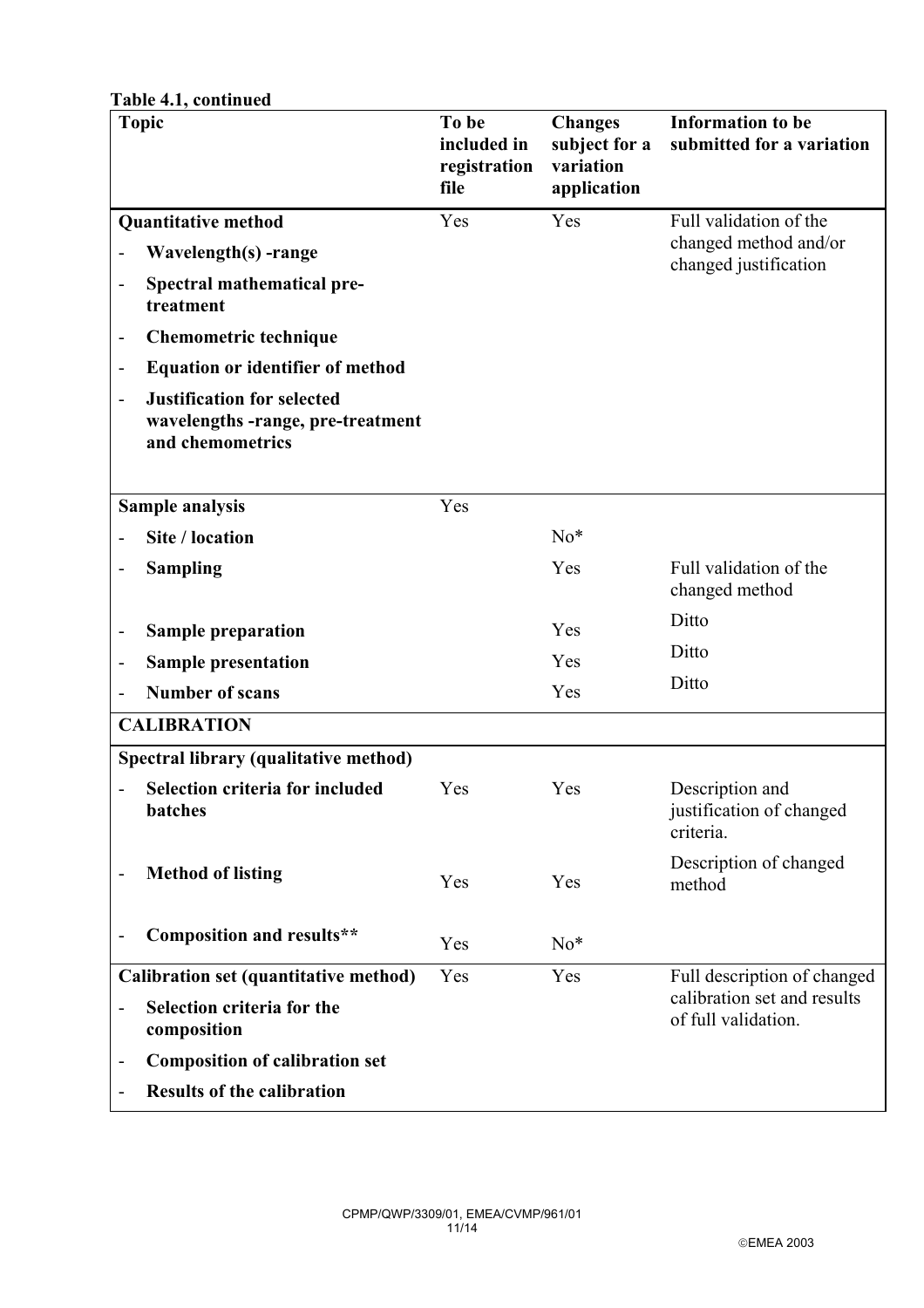**Table 4.1, continued**

| Topic | To be included in registration file | Changes subject for a variation application | Information to be submitted for a variation |
|---|---|---|---|
| **Quantitative method** | Yes | Yes | Full validation of the changed method and/or changed justification |
| - **Wavelength(s) -range** | | | |
| - **Spectral mathematical pre-treatment** | | | |
| - **Chemometric technique** | | | |
| - **Equation or identifier of method** | | | |
| - **Justification for selected wavelengths -range, pre-treatment and chemometrics** | | | |
| **Sample analysis** | Yes | | |
| - **Site / location** | | No* | |
| - **Sampling** | | Yes | Full validation of the changed method |
| - **Sample preparation** | | Yes | Ditto |
| - **Sample presentation** | | Yes | Ditto |
| - **Number of scans** | | Yes | Ditto |
| **CALIBRATION** | | | |
| **Spectral library (qualitative method)** | | | |
| - **Selection criteria for included batches** | Yes | Yes | Description and justification of changed criteria. |
| - **Method of listing** | Yes | Yes | Description of changed method |
| - **Composition and results**** | Yes | No* | |
| **Calibration set (quantitative method)** | Yes | Yes | Full description of changed calibration set and results of full validation. |
| - **Selection criteria for the composition** | | | |
| - **Composition of calibration set** | | | |
| - **Results of the calibration** | | | |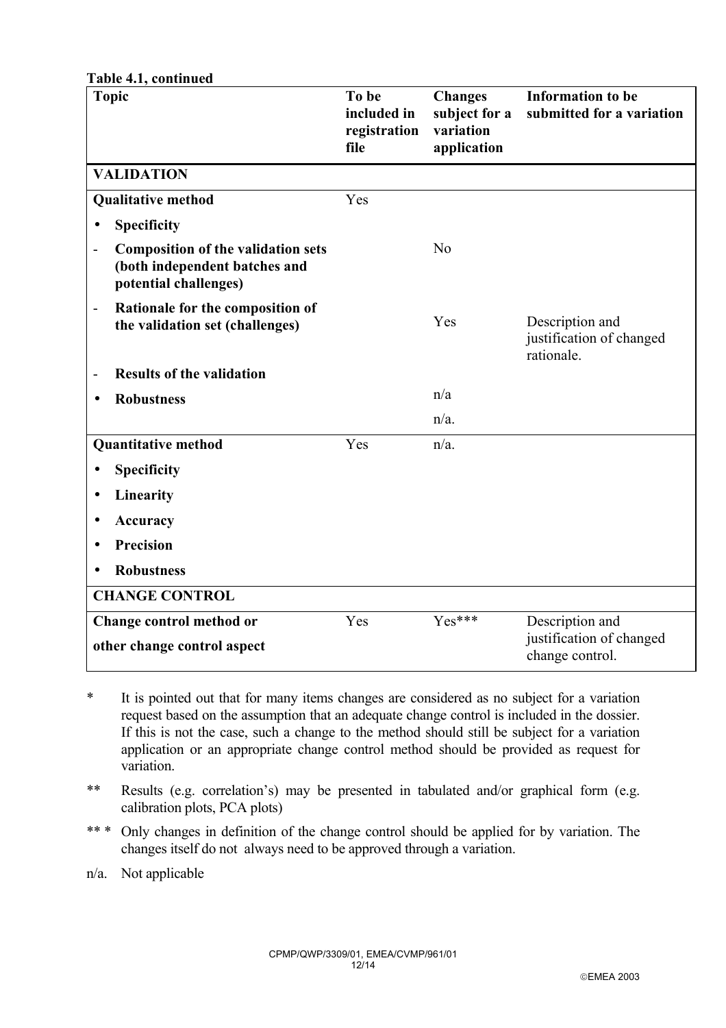**Table 4.1, continued**

| Topic | To be included in registration file | Changes subject for a variation application | Information to be submitted for a variation |
|---|---|---|---|
| **VALIDATION** | | | |
| **Qualitative method** | Yes | | |
| • **Specificity** | | | |
| - **Composition of the validation sets (both independent batches and potential challenges)** | | No | |
| - **Rationale for the composition of the validation set (challenges)** | | Yes | Description and justification of changed rationale. |
| - **Results of the validation** | | | |
| • **Robustness** | | n/a | |
| | | n/a. | |
| **Quantitative method** | Yes | n/a. | |
| • **Specificity** | | | |
| • **Linearity** | | | |
| • **Accuracy** | | | |
| • **Precision** | | | |
| • **Robustness** | | | |
| **CHANGE CONTROL** | | | |
| **Change control method or other change control aspect** | Yes | Yes*** | Description and justification of changed change control. |

\* It is pointed out that for many items changes are considered as no subject for a variation request based on the assumption that an adequate change control is included in the dossier. If this is not the case, such a change to the method should still be subject for a variation application or an appropriate change control method should be provided as request for variation.

\** Results (e.g. correlation's) may be presented in tabulated and/or graphical form (e.g. calibration plots, PCA plots)

\*** Only changes in definition of the change control should be applied for by variation. The changes itself do not always need to be approved through a variation.

n/a. Not applicable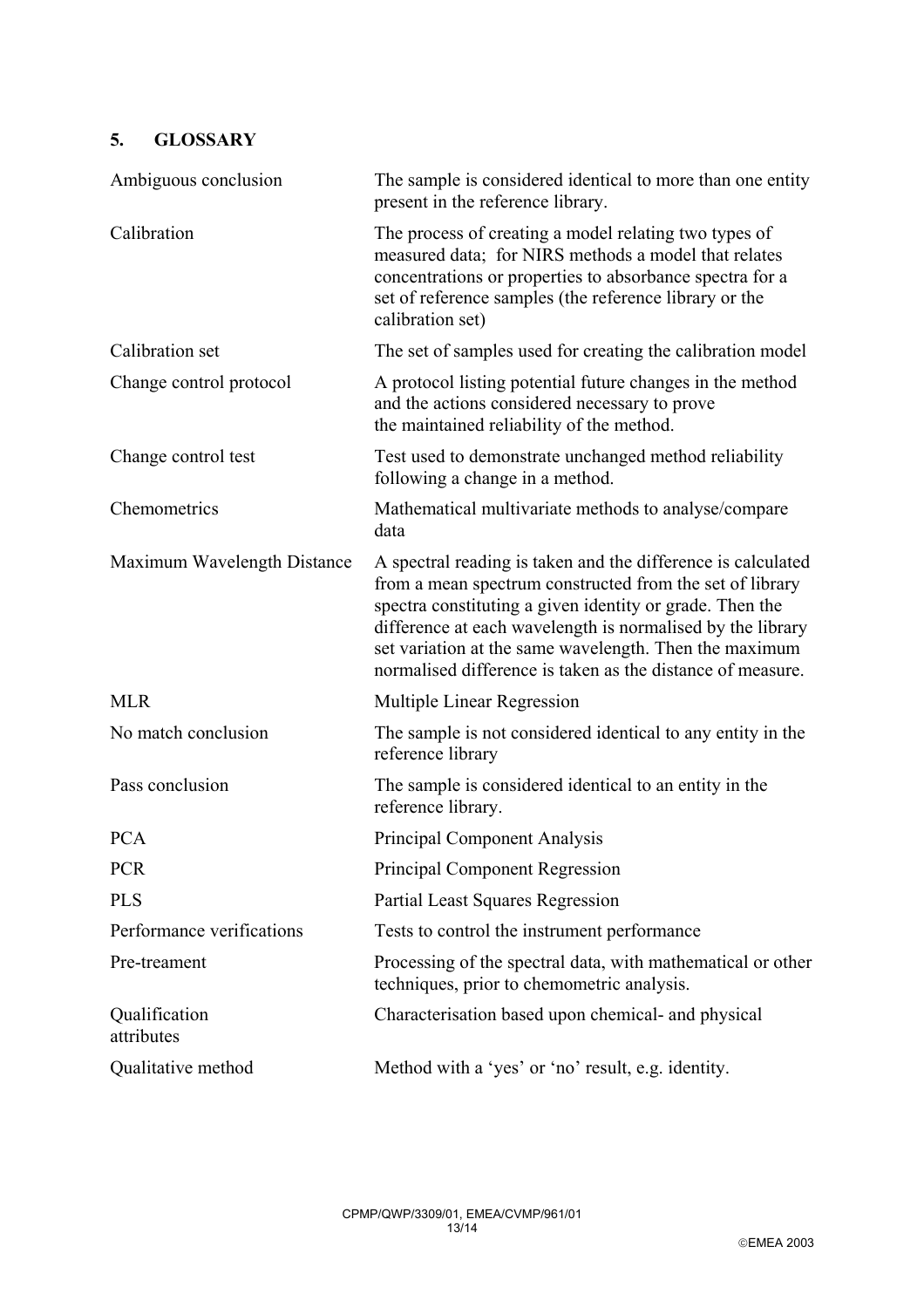## 5. GLOSSARY

| | |
|---|---|
| Ambiguous conclusion | The sample is considered identical to more than one entity present in the reference library. |
| Calibration | The process of creating a model relating two types of measured data; for NIRS methods a model that relates concentrations or properties to absorbance spectra for a set of reference samples (the reference library or the calibration set) |
| Calibration set | The set of samples used for creating the calibration model |
| Change control protocol | A protocol listing potential future changes in the method and the actions considered necessary to prove the maintained reliability of the method. |
| Change control test | Test used to demonstrate unchanged method reliability following a change in a method. |
| Chemometrics | Mathematical multivariate methods to analyse/compare data |
| Maximum Wavelength Distance | A spectral reading is taken and the difference is calculated from a mean spectrum constructed from the set of library spectra constituting a given identity or grade. Then the difference at each wavelength is normalised by the library set variation at the same wavelength. Then the maximum normalised difference is taken as the distance of measure. |
| MLR | Multiple Linear Regression |
| No match conclusion | The sample is not considered identical to any entity in the reference library |
| Pass conclusion | The sample is considered identical to an entity in the reference library. |
| PCA | Principal Component Analysis |
| PCR | Principal Component Regression |
| PLS | Partial Least Squares Regression |
| Performance verifications | Tests to control the instrument performance |
| Pre-treament | Processing of the spectral data, with mathematical or other techniques, prior to chemometric analysis. |
| Qualification attributes | Characterisation based upon chemical- and physical |
| Qualitative method | Method with a 'yes' or 'no' result, e.g. identity. |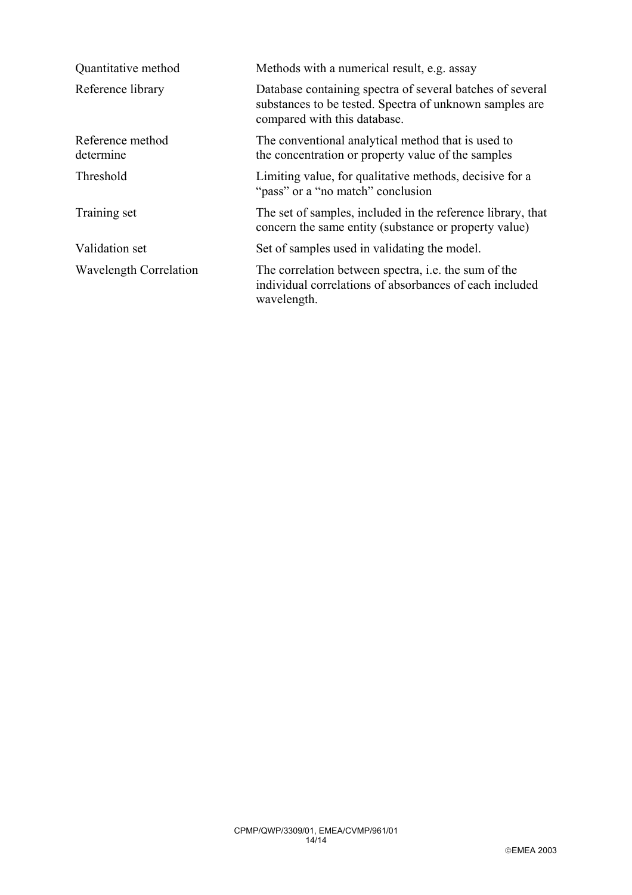| | |
|---|---|
| Quantitative method | Methods with a numerical result, e.g. assay |
| Reference library | Database containing spectra of several batches of several substances to be tested. Spectra of unknown samples are compared with this database. |
| Reference method determine | The conventional analytical method that is used to the concentration or property value of the samples |
| Threshold | Limiting value, for qualitative methods, decisive for a "pass" or a "no match" conclusion |
| Training set | The set of samples, included in the reference library, that concern the same entity (substance or property value) |
| Validation set | Set of samples used in validating the model. |
| Wavelength Correlation | The correlation between spectra, i.e. the sum of the individual correlations of absorbances of each included wavelength. |